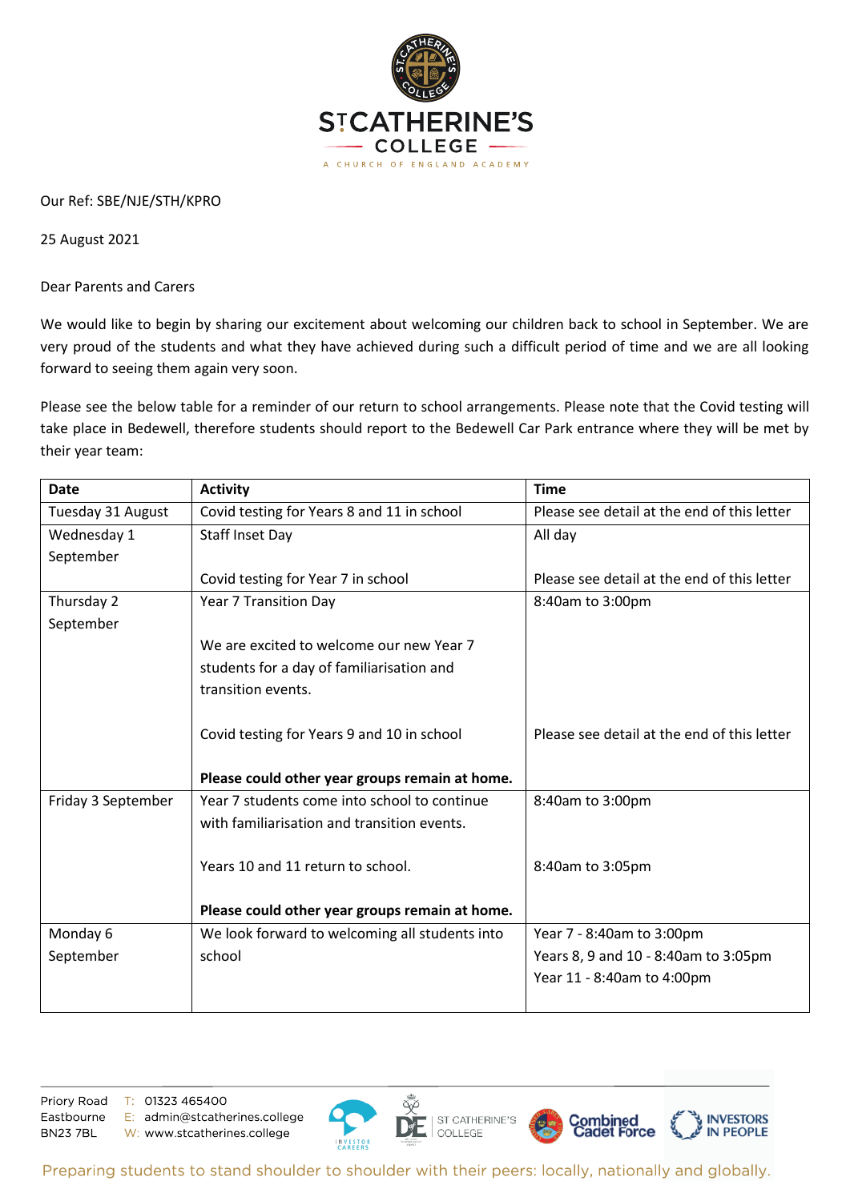# ST CATHERINE'S COLLEGE

A CHURCH OF ENGLAND ACADEMY

Our Ref: SBE/NJE/STH/KPRO

25 August 2021

Dear Parents and Carers

We would like to begin by sharing our excitement about welcoming our children back to school in September. We are very proud of the students and what they have achieved during such a difficult period of time and we are all looking forward to seeing them again very soon.

Please see the below table for a reminder of our return to school arrangements. Please note that the Covid testing will take place in Bedewell, therefore students should report to the Bedewell Car Park entrance where they will be met by their year team:

| Date | Activity | Time |
|---|---|---|
| Tuesday 31 August | Covid testing for Years 8 and 11 in school | Please see detail at the end of this letter |
| Wednesday 1 September | Staff Inset Day<br><br>Covid testing for Year 7 in school | All day<br><br>Please see detail at the end of this letter |
| Thursday 2 September | Year 7 Transition Day<br><br>We are excited to welcome our new Year 7 students for a day of familiarisation and transition events.<br><br>Covid testing for Years 9 and 10 in school<br><br>**Please could other year groups remain at home.** | 8:40am to 3:00pm<br><br><br><br>Please see detail at the end of this letter |
| Friday 3 September | Year 7 students come into school to continue with familiarisation and transition events.<br><br>Years 10 and 11 return to school.<br><br>**Please could other year groups remain at home.** | 8:40am to 3:00pm<br><br>8:40am to 3:05pm |
| Monday 6 September | We look forward to welcoming all students into school | Year 7 - 8:40am to 3:00pm<br>Years 8, 9 and 10 - 8:40am to 3:05pm<br>Year 11 - 8:40am to 4:00pm |

Priory Road, Eastbourne, BN23 7BL
T: 01323 465400
E: admin@stcatherines.college
W: www.stcatherines.college

Preparing students to stand shoulder to shoulder with their peers: locally, nationally and globally.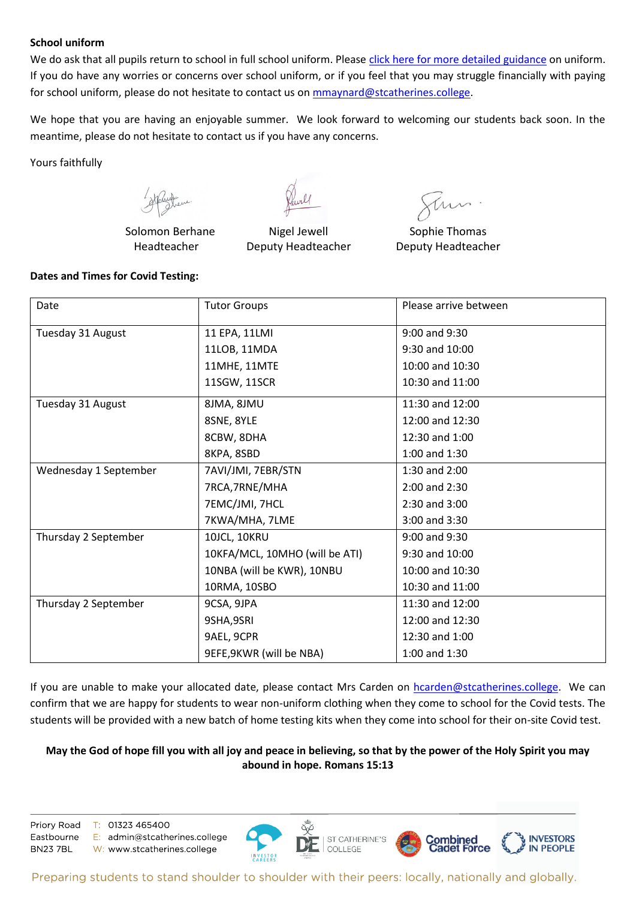**School uniform**

We do ask that all pupils return to school in full school uniform. Please click here for more detailed guidance on uniform. If you do have any worries or concerns over school uniform, or if you feel that you may struggle financially with paying for school uniform, please do not hesitate to contact us on mmaynard@stcatherines.college.

We hope that you are having an enjoyable summer. We look forward to welcoming our students back soon. In the meantime, please do not hesitate to contact us if you have any concerns.

Yours faithfully

Solomon Berhane
Headteacher

Nigel Jewell
Deputy Headteacher

Sophie Thomas
Deputy Headteacher

**Dates and Times for Covid Testing:**

| Date | Tutor Groups | Please arrive between |
|---|---|---|
| Tuesday 31 August | 11 EPA, 11LMI<br>11LOB, 11MDA<br>11MHE, 11MTE<br>11SGW, 11SCR | 9:00 and 9:30<br>9:30 and 10:00<br>10:00 and 10:30<br>10:30 and 11:00 |
| Tuesday 31 August | 8JMA, 8JMU<br>8SNE, 8YLE<br>8CBW, 8DHA<br>8KPA, 8SBD | 11:30 and 12:00<br>12:00 and 12:30<br>12:30 and 1:00<br>1:00 and 1:30 |
| Wednesday 1 September | 7AVI/JMI, 7EBR/STN<br>7RCA,7RNE/MHA<br>7EMC/JMI, 7HCL<br>7KWA/MHA, 7LME | 1:30 and 2:00<br>2:00 and 2:30<br>2:30 and 3:00<br>3:00 and 3:30 |
| Thursday 2 September | 10JCL, 10KRU<br>10KFA/MCL, 10MHO (will be ATI)<br>10NBA (will be KWR), 10NBU<br>10RMA, 10SBO | 9:00 and 9:30<br>9:30 and 10:00<br>10:00 and 10:30<br>10:30 and 11:00 |
| Thursday 2 September | 9CSA, 9JPA<br>9SHA,9SRI<br>9AEL, 9CPR<br>9EFE,9KWR (will be NBA) | 11:30 and 12:00<br>12:00 and 12:30<br>12:30 and 1:00<br>1:00 and 1:30 |

If you are unable to make your allocated date, please contact Mrs Carden on hcarden@stcatherines.college. We can confirm that we are happy for students to wear non-uniform clothing when they come to school for the Covid tests. The students will be provided with a new batch of home testing kits when they come into school for their on-site Covid test.

**May the God of hope fill you with all joy and peace in believing, so that by the power of the Holy Spirit you may abound in hope. Romans 15:13**

Priory Road
Eastbourne
BN23 7BL

T: 01323 465400
E: admin@stcatherines.college
W: www.stcatherines.college

Preparing students to stand shoulder to shoulder with their peers: locally, nationally and globally.